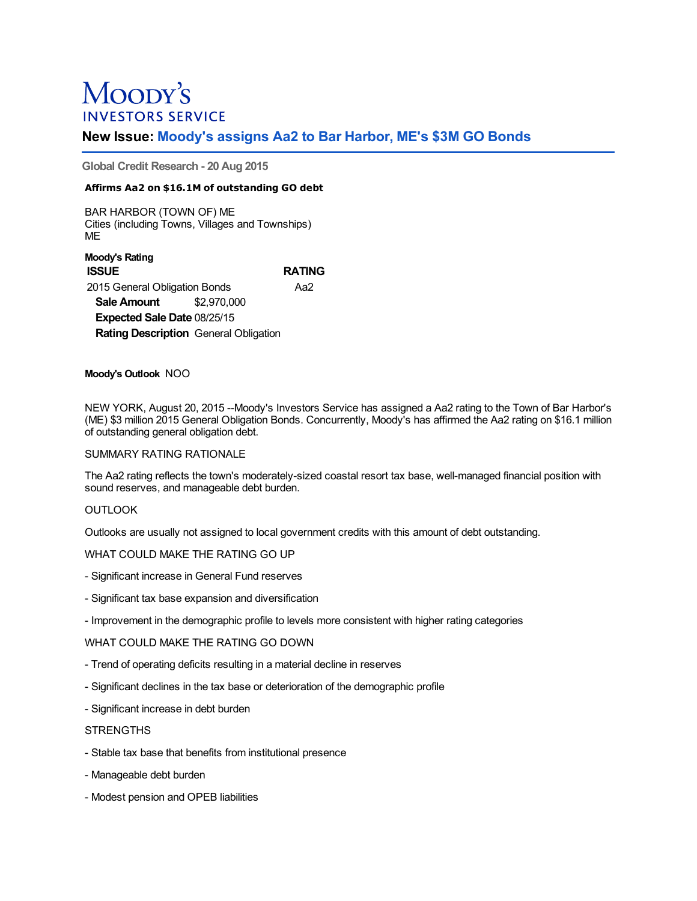Moody's
INVESTORS SERVICE

# New Issue: Moody's assigns Aa2 to Bar Harbor, ME's $3M GO Bonds

**Global Credit Research - 20 Aug 2015**

**Affirms Aa2 on $16.1M of outstanding GO debt**

BAR HARBOR (TOWN OF) ME
Cities (including Towns, Villages and Townships)
ME

**Moody's Rating**

| ISSUE | RATING |
|---|---|
| 2015 General Obligation Bonds | Aa2 |
| **Sale Amount** $2,970,000 | |
| **Expected Sale Date** 08/25/15 | |
| **Rating Description** General Obligation | |

**Moody's Outlook** NOO

NEW YORK, August 20, 2015 --Moody's Investors Service has assigned a Aa2 rating to the Town of Bar Harbor's (ME) $3 million 2015 General Obligation Bonds. Concurrently, Moody's has affirmed the Aa2 rating on $16.1 million of outstanding general obligation debt.

SUMMARY RATING RATIONALE

The Aa2 rating reflects the town's moderately-sized coastal resort tax base, well-managed financial position with sound reserves, and manageable debt burden.

OUTLOOK

Outlooks are usually not assigned to local government credits with this amount of debt outstanding.

WHAT COULD MAKE THE RATING GO UP

- Significant increase in General Fund reserves

- Significant tax base expansion and diversification

- Improvement in the demographic profile to levels more consistent with higher rating categories

WHAT COULD MAKE THE RATING GO DOWN

- Trend of operating deficits resulting in a material decline in reserves

- Significant declines in the tax base or deterioration of the demographic profile

- Significant increase in debt burden

STRENGTHS

- Stable tax base that benefits from institutional presence

- Manageable debt burden

- Modest pension and OPEB liabilities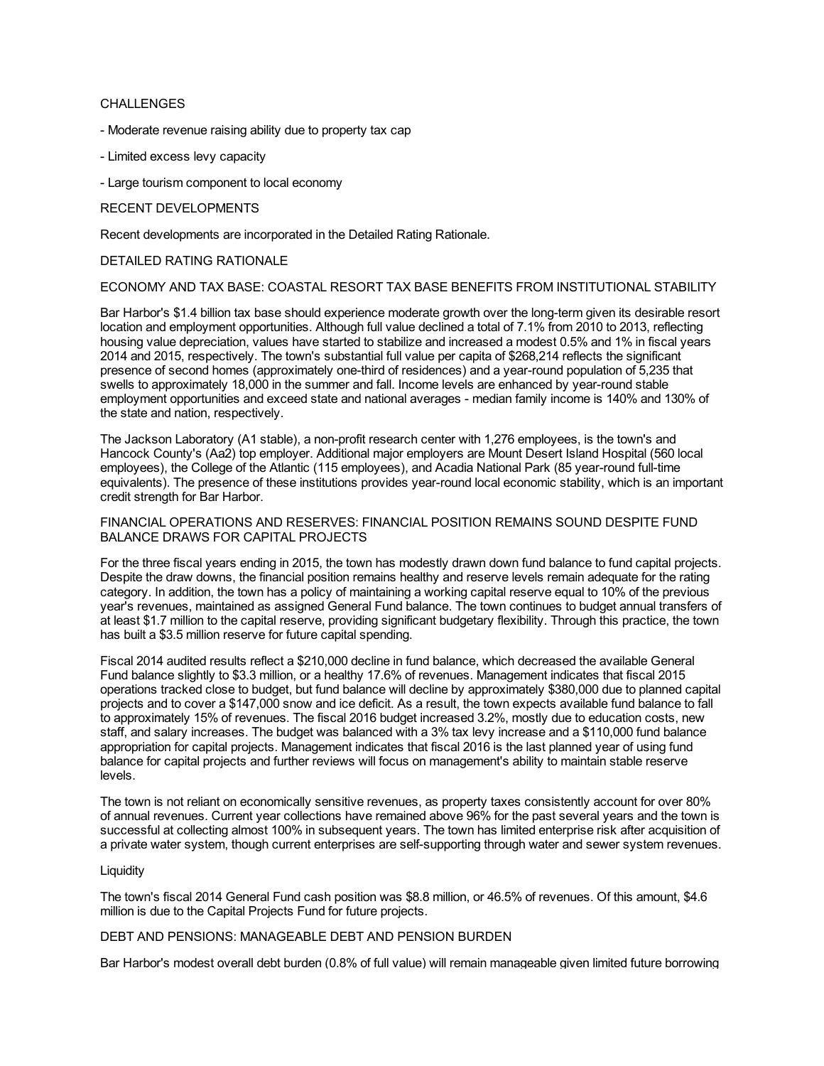CHALLENGES

- Moderate revenue raising ability due to property tax cap

- Limited excess levy capacity

- Large tourism component to local economy

RECENT DEVELOPMENTS

Recent developments are incorporated in the Detailed Rating Rationale.

DETAILED RATING RATIONALE

ECONOMY AND TAX BASE: COASTAL RESORT TAX BASE BENEFITS FROM INSTITUTIONAL STABILITY

Bar Harbor's $1.4 billion tax base should experience moderate growth over the long-term given its desirable resort location and employment opportunities. Although full value declined a total of 7.1% from 2010 to 2013, reflecting housing value depreciation, values have started to stabilize and increased a modest 0.5% and 1% in fiscal years 2014 and 2015, respectively. The town's substantial full value per capita of $268,214 reflects the significant presence of second homes (approximately one-third of residences) and a year-round population of 5,235 that swells to approximately 18,000 in the summer and fall. Income levels are enhanced by year-round stable employment opportunities and exceed state and national averages - median family income is 140% and 130% of the state and nation, respectively.

The Jackson Laboratory (A1 stable), a non-profit research center with 1,276 employees, is the town's and Hancock County's (Aa2) top employer. Additional major employers are Mount Desert Island Hospital (560 local employees), the College of the Atlantic (115 employees), and Acadia National Park (85 year-round full-time equivalents). The presence of these institutions provides year-round local economic stability, which is an important credit strength for Bar Harbor.

FINANCIAL OPERATIONS AND RESERVES: FINANCIAL POSITION REMAINS SOUND DESPITE FUND BALANCE DRAWS FOR CAPITAL PROJECTS

For the three fiscal years ending in 2015, the town has modestly drawn down fund balance to fund capital projects. Despite the draw downs, the financial position remains healthy and reserve levels remain adequate for the rating category. In addition, the town has a policy of maintaining a working capital reserve equal to 10% of the previous year's revenues, maintained as assigned General Fund balance. The town continues to budget annual transfers of at least $1.7 million to the capital reserve, providing significant budgetary flexibility. Through this practice, the town has built a $3.5 million reserve for future capital spending.

Fiscal 2014 audited results reflect a $210,000 decline in fund balance, which decreased the available General Fund balance slightly to $3.3 million, or a healthy 17.6% of revenues. Management indicates that fiscal 2015 operations tracked close to budget, but fund balance will decline by approximately $380,000 due to planned capital projects and to cover a $147,000 snow and ice deficit. As a result, the town expects available fund balance to fall to approximately 15% of revenues. The fiscal 2016 budget increased 3.2%, mostly due to education costs, new staff, and salary increases. The budget was balanced with a 3% tax levy increase and a $110,000 fund balance appropriation for capital projects. Management indicates that fiscal 2016 is the last planned year of using fund balance for capital projects and further reviews will focus on management's ability to maintain stable reserve levels.

The town is not reliant on economically sensitive revenues, as property taxes consistently account for over 80% of annual revenues. Current year collections have remained above 96% for the past several years and the town is successful at collecting almost 100% in subsequent years. The town has limited enterprise risk after acquisition of a private water system, though current enterprises are self-supporting through water and sewer system revenues.

Liquidity

The town's fiscal 2014 General Fund cash position was $8.8 million, or 46.5% of revenues. Of this amount, $4.6 million is due to the Capital Projects Fund for future projects.

DEBT AND PENSIONS: MANAGEABLE DEBT AND PENSION BURDEN

Bar Harbor's modest overall debt burden (0.8% of full value) will remain manageable given limited future borrowing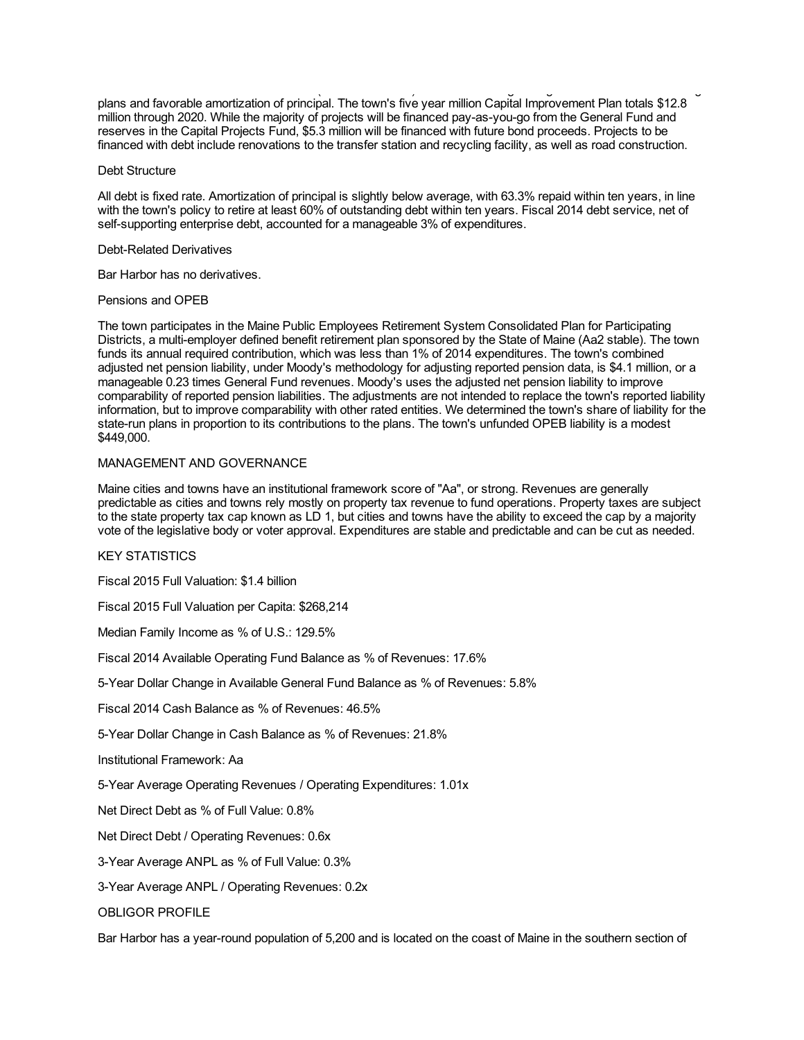plans and favorable amortization of principal. The town's five year million Capital Improvement Plan totals $12.8 million through 2020. While the majority of projects will be financed pay-as-you-go from the General Fund and reserves in the Capital Projects Fund, $5.3 million will be financed with future bond proceeds. Projects to be financed with debt include renovations to the transfer station and recycling facility, as well as road construction.

Debt Structure

All debt is fixed rate. Amortization of principal is slightly below average, with 63.3% repaid within ten years, in line with the town's policy to retire at least 60% of outstanding debt within ten years. Fiscal 2014 debt service, net of self-supporting enterprise debt, accounted for a manageable 3% of expenditures.

Debt-Related Derivatives

Bar Harbor has no derivatives.

Pensions and OPEB

The town participates in the Maine Public Employees Retirement System Consolidated Plan for Participating Districts, a multi-employer defined benefit retirement plan sponsored by the State of Maine (Aa2 stable). The town funds its annual required contribution, which was less than 1% of 2014 expenditures. The town's combined adjusted net pension liability, under Moody's methodology for adjusting reported pension data, is $4.1 million, or a manageable 0.23 times General Fund revenues. Moody's uses the adjusted net pension liability to improve comparability of reported pension liabilities. The adjustments are not intended to replace the town's reported liability information, but to improve comparability with other rated entities. We determined the town's share of liability for the state-run plans in proportion to its contributions to the plans. The town's unfunded OPEB liability is a modest $449,000.

MANAGEMENT AND GOVERNANCE

Maine cities and towns have an institutional framework score of "Aa", or strong. Revenues are generally predictable as cities and towns rely mostly on property tax revenue to fund operations. Property taxes are subject to the state property tax cap known as LD 1, but cities and towns have the ability to exceed the cap by a majority vote of the legislative body or voter approval. Expenditures are stable and predictable and can be cut as needed.

KEY STATISTICS

Fiscal 2015 Full Valuation: $1.4 billion

Fiscal 2015 Full Valuation per Capita: $268,214

Median Family Income as % of U.S.: 129.5%

Fiscal 2014 Available Operating Fund Balance as % of Revenues: 17.6%

5-Year Dollar Change in Available General Fund Balance as % of Revenues: 5.8%

Fiscal 2014 Cash Balance as % of Revenues: 46.5%

5-Year Dollar Change in Cash Balance as % of Revenues: 21.8%

Institutional Framework: Aa

5-Year Average Operating Revenues / Operating Expenditures: 1.01x

Net Direct Debt as % of Full Value: 0.8%

Net Direct Debt / Operating Revenues: 0.6x

3-Year Average ANPL as % of Full Value: 0.3%

3-Year Average ANPL / Operating Revenues: 0.2x

OBLIGOR PROFILE

Bar Harbor has a year-round population of 5,200 and is located on the coast of Maine in the southern section of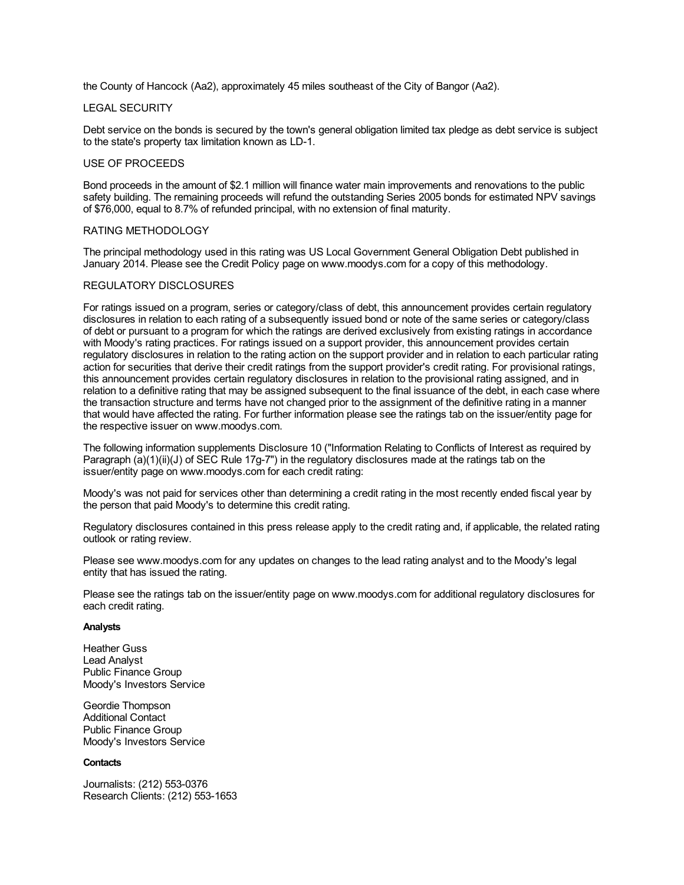the County of Hancock (Aa2), approximately 45 miles southeast of the City of Bangor (Aa2).

## LEGAL SECURITY

Debt service on the bonds is secured by the town's general obligation limited tax pledge as debt service is subject to the state's property tax limitation known as LD-1.

## USE OF PROCEEDS

Bond proceeds in the amount of $2.1 million will finance water main improvements and renovations to the public safety building. The remaining proceeds will refund the outstanding Series 2005 bonds for estimated NPV savings of $76,000, equal to 8.7% of refunded principal, with no extension of final maturity.

## RATING METHODOLOGY

The principal methodology used in this rating was US Local Government General Obligation Debt published in January 2014. Please see the Credit Policy page on www.moodys.com for a copy of this methodology.

## REGULATORY DISCLOSURES

For ratings issued on a program, series or category/class of debt, this announcement provides certain regulatory disclosures in relation to each rating of a subsequently issued bond or note of the same series or category/class of debt or pursuant to a program for which the ratings are derived exclusively from existing ratings in accordance with Moody's rating practices. For ratings issued on a support provider, this announcement provides certain regulatory disclosures in relation to the rating action on the support provider and in relation to each particular rating action for securities that derive their credit ratings from the support provider's credit rating. For provisional ratings, this announcement provides certain regulatory disclosures in relation to the provisional rating assigned, and in relation to a definitive rating that may be assigned subsequent to the final issuance of the debt, in each case where the transaction structure and terms have not changed prior to the assignment of the definitive rating in a manner that would have affected the rating. For further information please see the ratings tab on the issuer/entity page for the respective issuer on www.moodys.com.

The following information supplements Disclosure 10 ("Information Relating to Conflicts of Interest as required by Paragraph (a)(1)(ii)(J) of SEC Rule 17g-7") in the regulatory disclosures made at the ratings tab on the issuer/entity page on www.moodys.com for each credit rating:

Moody's was not paid for services other than determining a credit rating in the most recently ended fiscal year by the person that paid Moody's to determine this credit rating.

Regulatory disclosures contained in this press release apply to the credit rating and, if applicable, the related rating outlook or rating review.

Please see www.moodys.com for any updates on changes to the lead rating analyst and to the Moody's legal entity that has issued the rating.

Please see the ratings tab on the issuer/entity page on www.moodys.com for additional regulatory disclosures for each credit rating.

**Analysts**

Heather Guss
Lead Analyst
Public Finance Group
Moody's Investors Service

Geordie Thompson
Additional Contact
Public Finance Group
Moody's Investors Service

**Contacts**

Journalists: (212) 553-0376
Research Clients: (212) 553-1653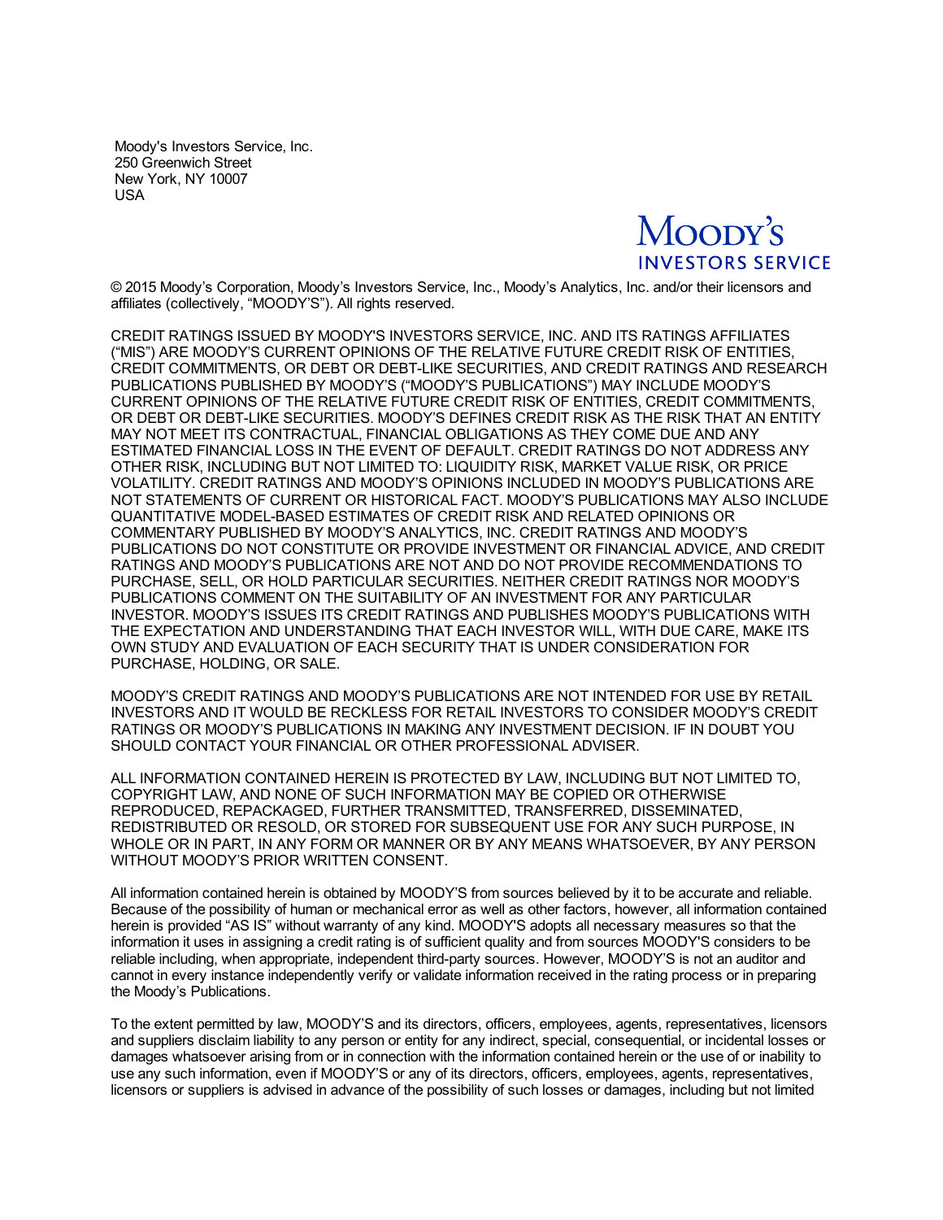Moody's Investors Service, Inc.
250 Greenwich Street
New York, NY 10007
USA

MOODY'S
INVESTORS SERVICE

© 2015 Moody's Corporation, Moody's Investors Service, Inc., Moody's Analytics, Inc. and/or their licensors and affiliates (collectively, "MOODY'S"). All rights reserved.

CREDIT RATINGS ISSUED BY MOODY'S INVESTORS SERVICE, INC. AND ITS RATINGS AFFILIATES ("MIS") ARE MOODY'S CURRENT OPINIONS OF THE RELATIVE FUTURE CREDIT RISK OF ENTITIES, CREDIT COMMITMENTS, OR DEBT OR DEBT-LIKE SECURITIES, AND CREDIT RATINGS AND RESEARCH PUBLICATIONS PUBLISHED BY MOODY'S ("MOODY'S PUBLICATIONS") MAY INCLUDE MOODY'S CURRENT OPINIONS OF THE RELATIVE FUTURE CREDIT RISK OF ENTITIES, CREDIT COMMITMENTS, OR DEBT OR DEBT-LIKE SECURITIES. MOODY'S DEFINES CREDIT RISK AS THE RISK THAT AN ENTITY MAY NOT MEET ITS CONTRACTUAL, FINANCIAL OBLIGATIONS AS THEY COME DUE AND ANY ESTIMATED FINANCIAL LOSS IN THE EVENT OF DEFAULT. CREDIT RATINGS DO NOT ADDRESS ANY OTHER RISK, INCLUDING BUT NOT LIMITED TO: LIQUIDITY RISK, MARKET VALUE RISK, OR PRICE VOLATILITY. CREDIT RATINGS AND MOODY'S OPINIONS INCLUDED IN MOODY'S PUBLICATIONS ARE NOT STATEMENTS OF CURRENT OR HISTORICAL FACT. MOODY'S PUBLICATIONS MAY ALSO INCLUDE QUANTITATIVE MODEL-BASED ESTIMATES OF CREDIT RISK AND RELATED OPINIONS OR COMMENTARY PUBLISHED BY MOODY'S ANALYTICS, INC. CREDIT RATINGS AND MOODY'S PUBLICATIONS DO NOT CONSTITUTE OR PROVIDE INVESTMENT OR FINANCIAL ADVICE, AND CREDIT RATINGS AND MOODY'S PUBLICATIONS ARE NOT AND DO NOT PROVIDE RECOMMENDATIONS TO PURCHASE, SELL, OR HOLD PARTICULAR SECURITIES. NEITHER CREDIT RATINGS NOR MOODY'S PUBLICATIONS COMMENT ON THE SUITABILITY OF AN INVESTMENT FOR ANY PARTICULAR INVESTOR. MOODY'S ISSUES ITS CREDIT RATINGS AND PUBLISHES MOODY'S PUBLICATIONS WITH THE EXPECTATION AND UNDERSTANDING THAT EACH INVESTOR WILL, WITH DUE CARE, MAKE ITS OWN STUDY AND EVALUATION OF EACH SECURITY THAT IS UNDER CONSIDERATION FOR PURCHASE, HOLDING, OR SALE.

MOODY'S CREDIT RATINGS AND MOODY'S PUBLICATIONS ARE NOT INTENDED FOR USE BY RETAIL INVESTORS AND IT WOULD BE RECKLESS FOR RETAIL INVESTORS TO CONSIDER MOODY'S CREDIT RATINGS OR MOODY'S PUBLICATIONS IN MAKING ANY INVESTMENT DECISION. IF IN DOUBT YOU SHOULD CONTACT YOUR FINANCIAL OR OTHER PROFESSIONAL ADVISER.

ALL INFORMATION CONTAINED HEREIN IS PROTECTED BY LAW, INCLUDING BUT NOT LIMITED TO, COPYRIGHT LAW, AND NONE OF SUCH INFORMATION MAY BE COPIED OR OTHERWISE REPRODUCED, REPACKAGED, FURTHER TRANSMITTED, TRANSFERRED, DISSEMINATED, REDISTRIBUTED OR RESOLD, OR STORED FOR SUBSEQUENT USE FOR ANY SUCH PURPOSE, IN WHOLE OR IN PART, IN ANY FORM OR MANNER OR BY ANY MEANS WHATSOEVER, BY ANY PERSON WITHOUT MOODY'S PRIOR WRITTEN CONSENT.

All information contained herein is obtained by MOODY'S from sources believed by it to be accurate and reliable. Because of the possibility of human or mechanical error as well as other factors, however, all information contained herein is provided "AS IS" without warranty of any kind. MOODY'S adopts all necessary measures so that the information it uses in assigning a credit rating is of sufficient quality and from sources MOODY'S considers to be reliable including, when appropriate, independent third-party sources. However, MOODY'S is not an auditor and cannot in every instance independently verify or validate information received in the rating process or in preparing the Moody's Publications.

To the extent permitted by law, MOODY'S and its directors, officers, employees, agents, representatives, licensors and suppliers disclaim liability to any person or entity for any indirect, special, consequential, or incidental losses or damages whatsoever arising from or in connection with the information contained herein or the use of or inability to use any such information, even if MOODY'S or any of its directors, officers, employees, agents, representatives, licensors or suppliers is advised in advance of the possibility of such losses or damages, including but not limited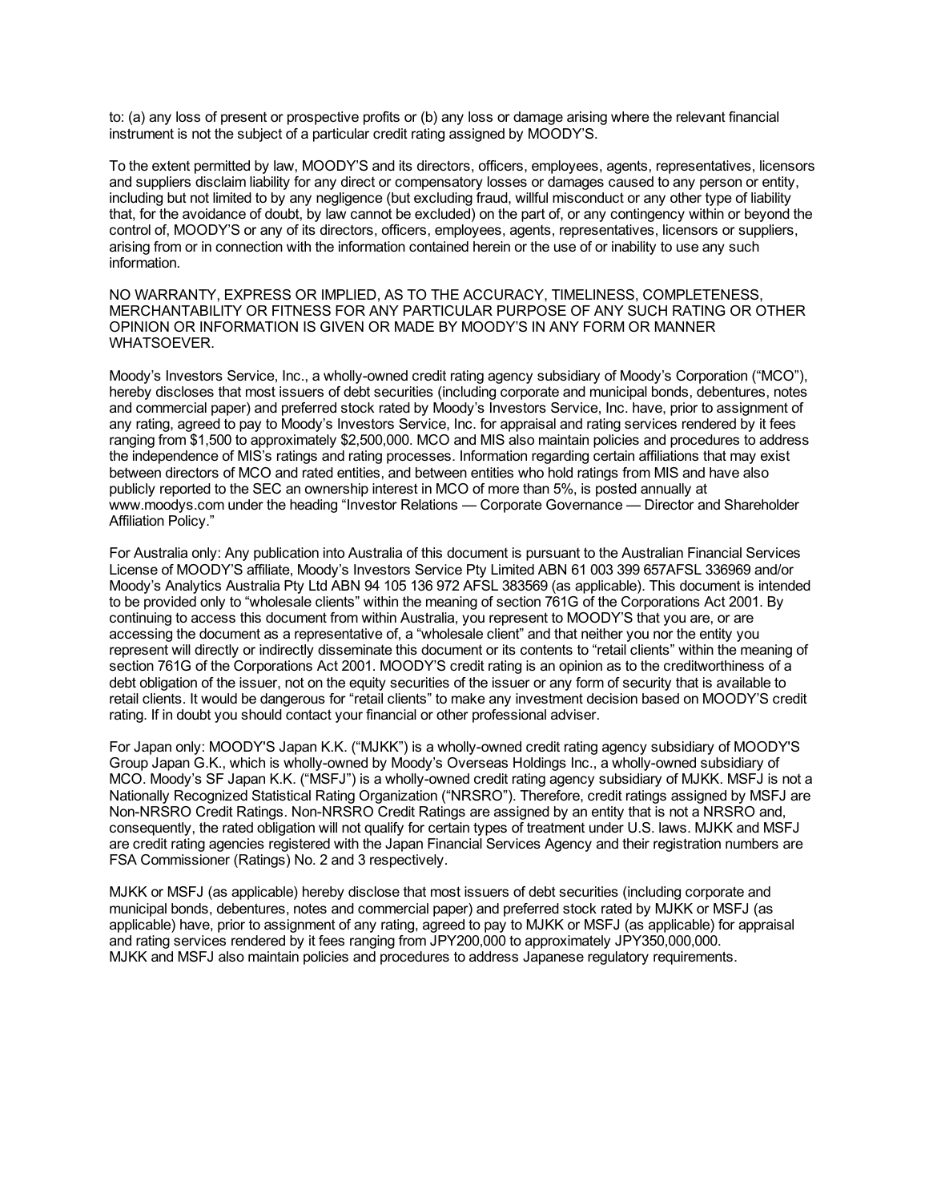to: (a) any loss of present or prospective profits or (b) any loss or damage arising where the relevant financial instrument is not the subject of a particular credit rating assigned by MOODY'S.

To the extent permitted by law, MOODY'S and its directors, officers, employees, agents, representatives, licensors and suppliers disclaim liability for any direct or compensatory losses or damages caused to any person or entity, including but not limited to by any negligence (but excluding fraud, willful misconduct or any other type of liability that, for the avoidance of doubt, by law cannot be excluded) on the part of, or any contingency within or beyond the control of, MOODY'S or any of its directors, officers, employees, agents, representatives, licensors or suppliers, arising from or in connection with the information contained herein or the use of or inability to use any such information.

NO WARRANTY, EXPRESS OR IMPLIED, AS TO THE ACCURACY, TIMELINESS, COMPLETENESS, MERCHANTABILITY OR FITNESS FOR ANY PARTICULAR PURPOSE OF ANY SUCH RATING OR OTHER OPINION OR INFORMATION IS GIVEN OR MADE BY MOODY'S IN ANY FORM OR MANNER WHATSOEVER.

Moody's Investors Service, Inc., a wholly-owned credit rating agency subsidiary of Moody's Corporation ("MCO"), hereby discloses that most issuers of debt securities (including corporate and municipal bonds, debentures, notes and commercial paper) and preferred stock rated by Moody's Investors Service, Inc. have, prior to assignment of any rating, agreed to pay to Moody's Investors Service, Inc. for appraisal and rating services rendered by it fees ranging from $1,500 to approximately $2,500,000. MCO and MIS also maintain policies and procedures to address the independence of MIS's ratings and rating processes. Information regarding certain affiliations that may exist between directors of MCO and rated entities, and between entities who hold ratings from MIS and have also publicly reported to the SEC an ownership interest in MCO of more than 5%, is posted annually at www.moodys.com under the heading "Investor Relations — Corporate Governance — Director and Shareholder Affiliation Policy."

For Australia only: Any publication into Australia of this document is pursuant to the Australian Financial Services License of MOODY'S affiliate, Moody's Investors Service Pty Limited ABN 61 003 399 657AFSL 336969 and/or Moody's Analytics Australia Pty Ltd ABN 94 105 136 972 AFSL 383569 (as applicable). This document is intended to be provided only to "wholesale clients" within the meaning of section 761G of the Corporations Act 2001. By continuing to access this document from within Australia, you represent to MOODY'S that you are, or are accessing the document as a representative of, a "wholesale client" and that neither you nor the entity you represent will directly or indirectly disseminate this document or its contents to "retail clients" within the meaning of section 761G of the Corporations Act 2001. MOODY'S credit rating is an opinion as to the creditworthiness of a debt obligation of the issuer, not on the equity securities of the issuer or any form of security that is available to retail clients. It would be dangerous for "retail clients" to make any investment decision based on MOODY'S credit rating. If in doubt you should contact your financial or other professional adviser.

For Japan only: MOODY'S Japan K.K. ("MJKK") is a wholly-owned credit rating agency subsidiary of MOODY'S Group Japan G.K., which is wholly-owned by Moody's Overseas Holdings Inc., a wholly-owned subsidiary of MCO. Moody's SF Japan K.K. ("MSFJ") is a wholly-owned credit rating agency subsidiary of MJKK. MSFJ is not a Nationally Recognized Statistical Rating Organization ("NRSRO"). Therefore, credit ratings assigned by MSFJ are Non-NRSRO Credit Ratings. Non-NRSRO Credit Ratings are assigned by an entity that is not a NRSRO and, consequently, the rated obligation will not qualify for certain types of treatment under U.S. laws. MJKK and MSFJ are credit rating agencies registered with the Japan Financial Services Agency and their registration numbers are FSA Commissioner (Ratings) No. 2 and 3 respectively.

MJKK or MSFJ (as applicable) hereby disclose that most issuers of debt securities (including corporate and municipal bonds, debentures, notes and commercial paper) and preferred stock rated by MJKK or MSFJ (as applicable) have, prior to assignment of any rating, agreed to pay to MJKK or MSFJ (as applicable) for appraisal and rating services rendered by it fees ranging from JPY200,000 to approximately JPY350,000,000. MJKK and MSFJ also maintain policies and procedures to address Japanese regulatory requirements.